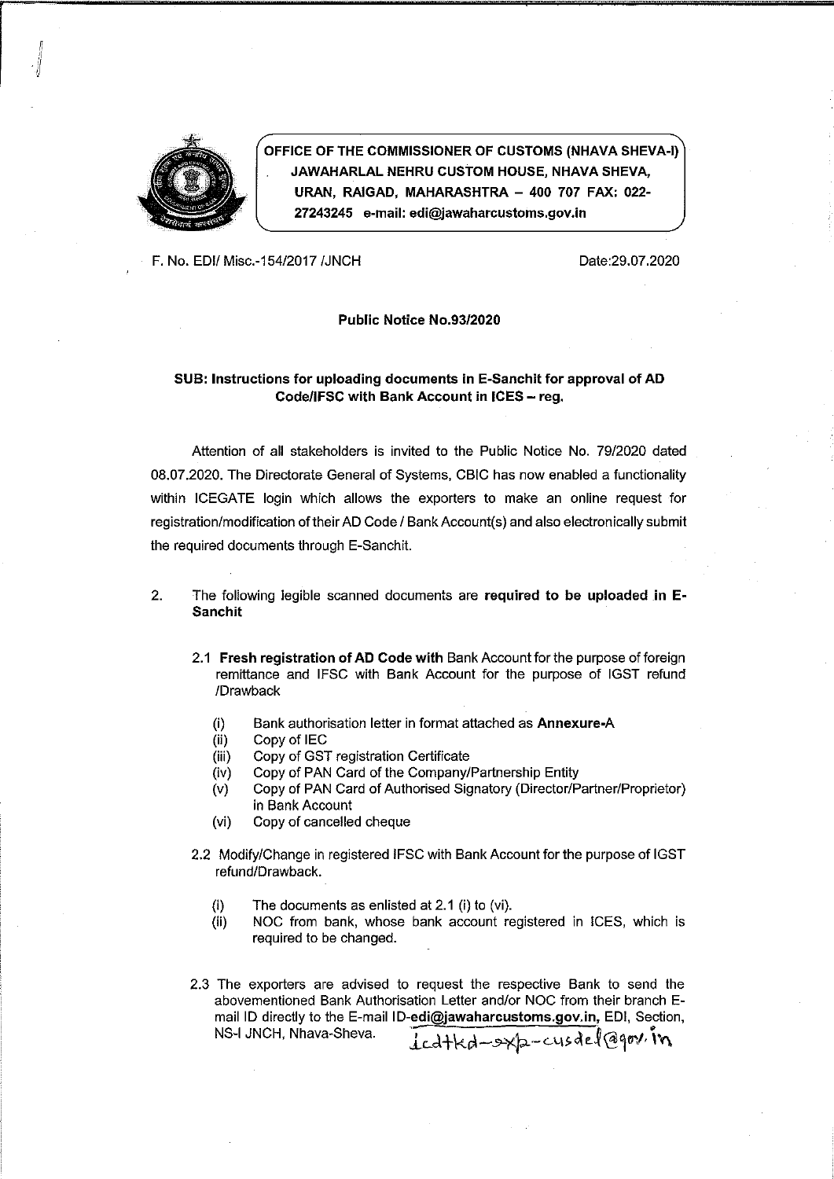**OFFICE OF THE COMMISSIONER OF CUSTOMS (NHAVA SHEVA-I)**
**JAWAHARLAL NEHRU CUSTOM HOUSE, NHAVA SHEVA, URAN, RAIGAD, MAHARASHTRA – 400 707 FAX: 022-27243245 e-mail: edi@jawaharcustoms.gov.in**

F. No. EDI/ Misc.-154/2017 /JNCH

Date:29.07.2020

**Public Notice No.93/2020**

**SUB: Instructions for uploading documents in E-Sanchit for approval of AD Code/IFSC with Bank Account in ICES – reg.**

Attention of all stakeholders is invited to the Public Notice No. 79/2020 dated 08.07.2020. The Directorate General of Systems, CBIC has now enabled a functionality within ICEGATE login which allows the exporters to make an online request for registration/modification of their AD Code / Bank Account(s) and also electronically submit the required documents through E-Sanchit.

2. The following legible scanned documents are **required to be uploaded in E-Sanchit**

2.1 **Fresh registration of AD Code with** Bank Account for the purpose of foreign remittance and IFSC with Bank Account for the purpose of IGST refund /Drawback

(i) Bank authorisation letter in format attached as **Annexure-A**
(ii) Copy of IEC
(iii) Copy of GST registration Certificate
(iv) Copy of PAN Card of the Company/Partnership Entity
(v) Copy of PAN Card of Authorised Signatory (Director/Partner/Proprietor) in Bank Account
(vi) Copy of cancelled cheque

2.2 Modify/Change in registered IFSC with Bank Account for the purpose of IGST refund/Drawback.

(i) The documents as enlisted at 2.1 (i) to (vi).
(ii) NOC from bank, whose bank account registered in ICES, which is required to be changed.

2.3 The exporters are advised to request the respective Bank to send the abovementioned Bank Authorisation Letter and/or NOC from their branch E-mail ID directly to the E-mail ID-**edi@jawaharcustoms.gov.in**, EDI, Section, NS-I JNCH, Nhava-Sheva. icdtkd-exp-cusdel@gov.in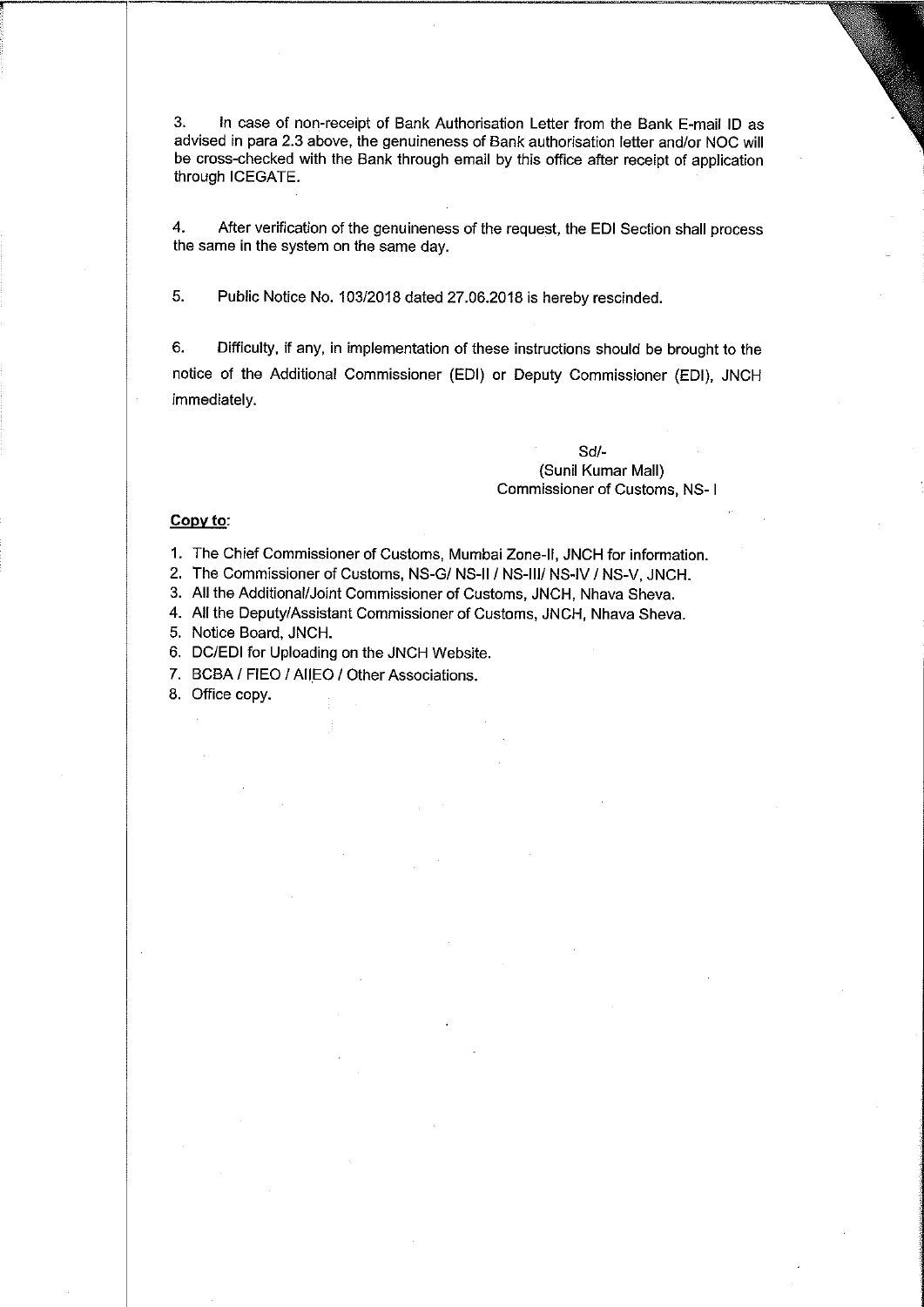3. In case of non-receipt of Bank Authorisation Letter from the Bank E-mail ID as advised in para 2.3 above, the genuineness of Bank authorisation letter and/or NOC will be cross-checked with the Bank through email by this office after receipt of application through ICEGATE.

4. After verification of the genuineness of the request, the EDI Section shall process the same in the system on the same day.

5. Public Notice No. 103/2018 dated 27.06.2018 is hereby rescinded.

6. Difficulty, if any, in implementation of these instructions should be brought to the notice of the Additional Commissioner (EDI) or Deputy Commissioner (EDI), JNCH immediately.

Sd/-
(Sunil Kumar Mall)
Commissioner of Customs, NS- I

**Copy to:**

1. The Chief Commissioner of Customs, Mumbai Zone-II, JNCH for information.
2. The Commissioner of Customs, NS-G/ NS-II / NS-III/ NS-IV / NS-V, JNCH.
3. All the Additional/Joint Commissioner of Customs, JNCH, Nhava Sheva.
4. All the Deputy/Assistant Commissioner of Customs, JNCH, Nhava Sheva.
5. Notice Board, JNCH.
6. DC/EDI for Uploading on the JNCH Website.
7. BCBA / FIEO / AIIEO / Other Associations.
8. Office copy.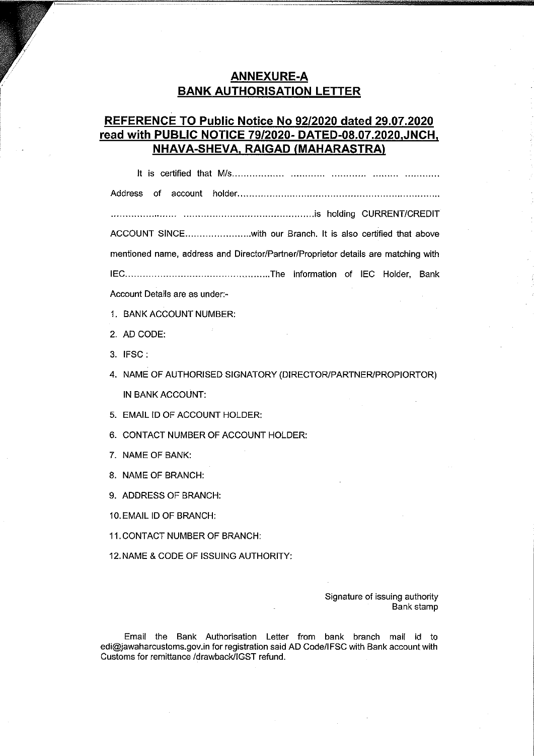## ANNEXURE-A
## BANK AUTHORISATION LETTER

## REFERENCE TO Public Notice No 92/2020 dated 29.07.2020 read with PUBLIC NOTICE 79/2020- DATED-08.07.2020,JNCH, NHAVA-SHEVA, RAIGAD (MAHARASTRA)

It is certified that M/s.................. ............ ............ ......... ............ Address of account holder...................................................................... ...................... ..............................................is holding CURRENT/CREDIT ACCOUNT SINCE.......................with our Branch. It is also certified that above mentioned name, address and Director/Partner/Proprietor details are matching with IEC.................................................The information of IEC Holder, Bank Account Details are as under:-

1. BANK ACCOUNT NUMBER:
2. AD CODE:
3. IFSC :
4. NAME OF AUTHORISED SIGNATORY (DIRECTOR/PARTNER/PROPIORTOR) IN BANK ACCOUNT:
5. EMAIL ID OF ACCOUNT HOLDER:
6. CONTACT NUMBER OF ACCOUNT HOLDER:
7. NAME OF BANK:
8. NAME OF BRANCH:
9. ADDRESS OF BRANCH:
10. EMAIL ID OF BRANCH:
11. CONTACT NUMBER OF BRANCH:
12. NAME & CODE OF ISSUING AUTHORITY:

Signature of issuing authority
Bank stamp

Email the Bank Authorisation Letter from bank branch mail id to edi@jawaharcustoms.gov.in for registration said AD Code/IFSC with Bank account with Customs for remittance /drawback/IGST refund.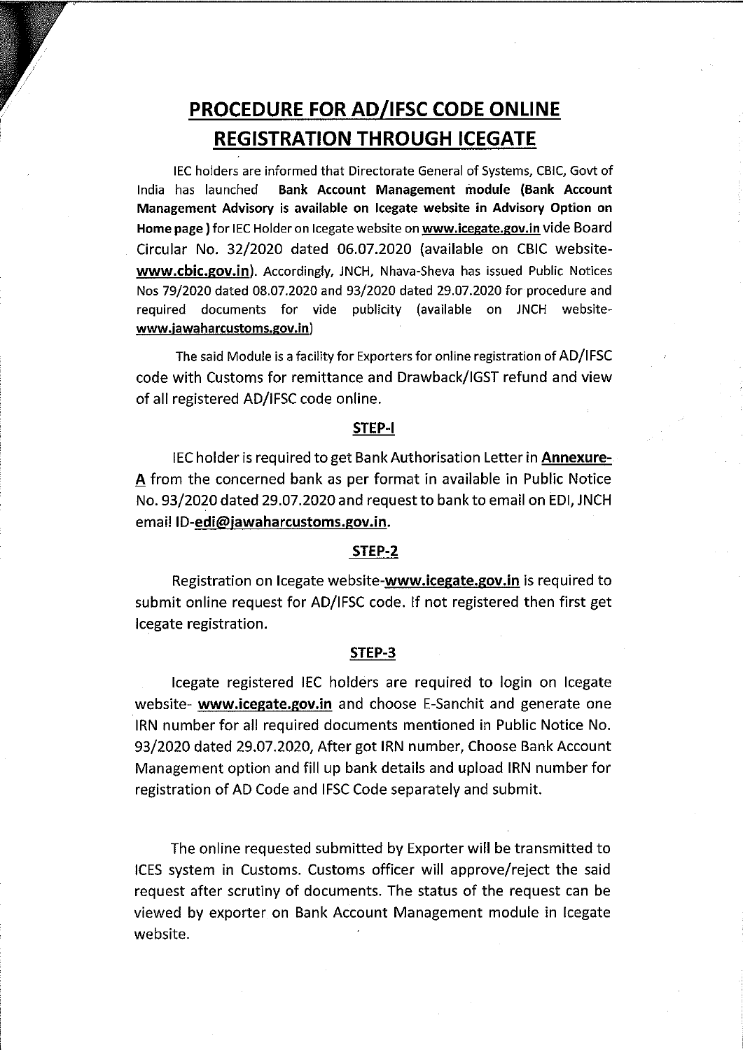# PROCEDURE FOR AD/IFSC CODE ONLINE REGISTRATION THROUGH ICEGATE

IEC holders are informed that Directorate General of Systems, CBIC, Govt of India has launched **Bank Account Management module (Bank Account Management Advisory is available on Icegate website in Advisory Option on Home page )** for IEC Holder on Icegate website on **www.icegate.gov.in** vide Board Circular No. 32/2020 dated 06.07.2020 (available on CBIC website- **www.cbic.gov.in**). Accordingly, JNCH, Nhava-Sheva has issued Public Notices Nos 79/2020 dated 08.07.2020 and 93/2020 dated 29.07.2020 for procedure and required documents for vide publicity (available on JNCH website- **www.jawaharcustoms.gov.in**)

The said Module is a facility for Exporters for online registration of AD/IFSC code with Customs for remittance and Drawback/IGST refund and view of all registered AD/IFSC code online.

## STEP-I

IEC holder is required to get Bank Authorisation Letter in **Annexure-A** from the concerned bank as per format in available in Public Notice No. 93/2020 dated 29.07.2020 and request to bank to email on EDI, JNCH email ID-**edi@jawaharcustoms.gov.in**.

## STEP-2

Registration on Icegate website-**www.icegate.gov.in** is required to submit online request for AD/IFSC code. If not registered then first get Icegate registration.

## STEP-3

Icegate registered IEC holders are required to login on Icegate website- **www.icegate.gov.in** and choose E-Sanchit and generate one IRN number for all required documents mentioned in Public Notice No. 93/2020 dated 29.07.2020, After got IRN number, Choose Bank Account Management option and fill up bank details and upload IRN number for registration of AD Code and IFSC Code separately and submit.

The online requested submitted by Exporter will be transmitted to ICES system in Customs. Customs officer will approve/reject the said request after scrutiny of documents. The status of the request can be viewed by exporter on Bank Account Management module in Icegate website.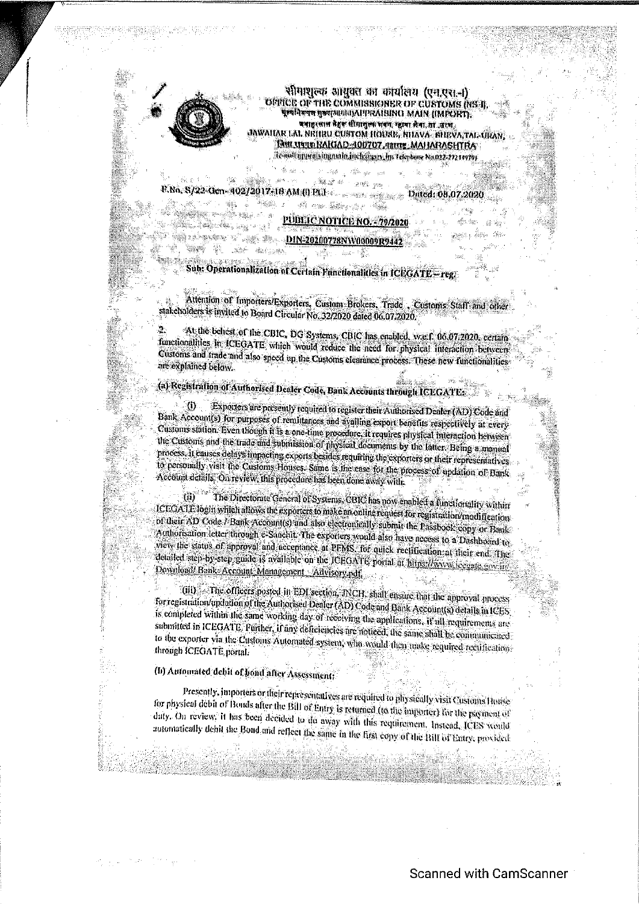सीमाशुल्क आयुक्त का कार्यालय (एन.एस.-I)
OFFICE OF THE COMMISSIONER OF CUSTOMS (NS-I),
मूल्यनिरूपण मुख्य(आयात)APPRAISING MAIN (IMPORT),
जवाहरलाल नेहरू सीमाशुल्क भवन, न्हावा शेवा, ता. उरण,
JAWAHAR LAL NEHRU CUSTOM HOUSE, NHAVA SHEVA, TAL-URAN,
जिला रायगढ़ RAIGAD-400707, महाराष्ट्र MAHARASHTRA
(e-mail: appraisingmain.jnch@gov.in; Telephone No.022-27244979)

F.No. S/22-Gen-402/2017-18 AM (I) PLI

Dated: 08.07.2020

## PUBLIC NOTICE NO. - 79/2020

**DIN-20200778NW00009R9442**

**Sub: Operationalization of Certain Functionalities in ICEGATE – reg.**

Attention of Importers/Exporters, Custom Brokers, Trade, Customs Staff and other stakeholders is invited to Board Circular No. 32/2020 dated 06.07.2020.

2. At the behest of the CBIC, DG Systems, CBIC has enabled, w.e.f. 06.07.2020, certain functionalities in ICEGATE which would reduce the need for physical interaction between Customs and trade and also speed up the Customs clearance process. These new functionalities are explained below.

**(a) Registration of Authorised Dealer Code, Bank Accounts through ICEGATE:**

(i) Exporters are presently required to register their Authorised Dealer (AD) Code and Bank Account(s) for purposes of remittances and availing export benefits respectively at every Customs station. Even though it is a one-time procedure, it requires physical interaction between the Customs and the trade and submission of physical documents by the latter. Being a manual process, it causes delays impacting exports besides requiring the exporters or their representatives to personally visit the Customs Houses. Same is the case for the process of updation of Bank Account details. On review, this procedure has been done away with.

(ii) The Directorate General of Systems, CBIC has now enabled a functionality within ICEGATE login which allows the exporters to make an online request for registration/modification of their AD Code / Bank Account(s) and also electronically submit the Passbook copy or Bank Authorisation letter through e-Sanchit. The exporters would also have access to a Dashboard to view the status of approval and acceptance at PFMS, for quick rectification at their end. The detailed step-by-step guide is available on the ICEGATE portal at https://www.icegate.gov.in/Download/ Bank Account Management Advisory.pdf.

(iii) The officers posted in EDI section, JNCH, shall ensure that the approval process for registration/updation of the Authorised Dealer (AD) Code and Bank Account(s) details in ICES is completed within the same working day of receiving the applications, if all requirements are submitted in ICEGATE. Further, if any deficiencies are noticed, the same shall be communicated to the exporter via the Customs Automated system, who would then make required rectification through ICEGATE portal.

**(b) Automated debit of bond after Assessment:**

Presently, importers or their representatives are required to physically visit Customs House for physical debit of Bonds after the Bill of Entry is returned (to the importer) for the payment of duty. On review, it has been decided to do away with this requirement. Instead, ICES would automatically debit the Bond and reflect the same in the first copy of the Bill of Entry, provided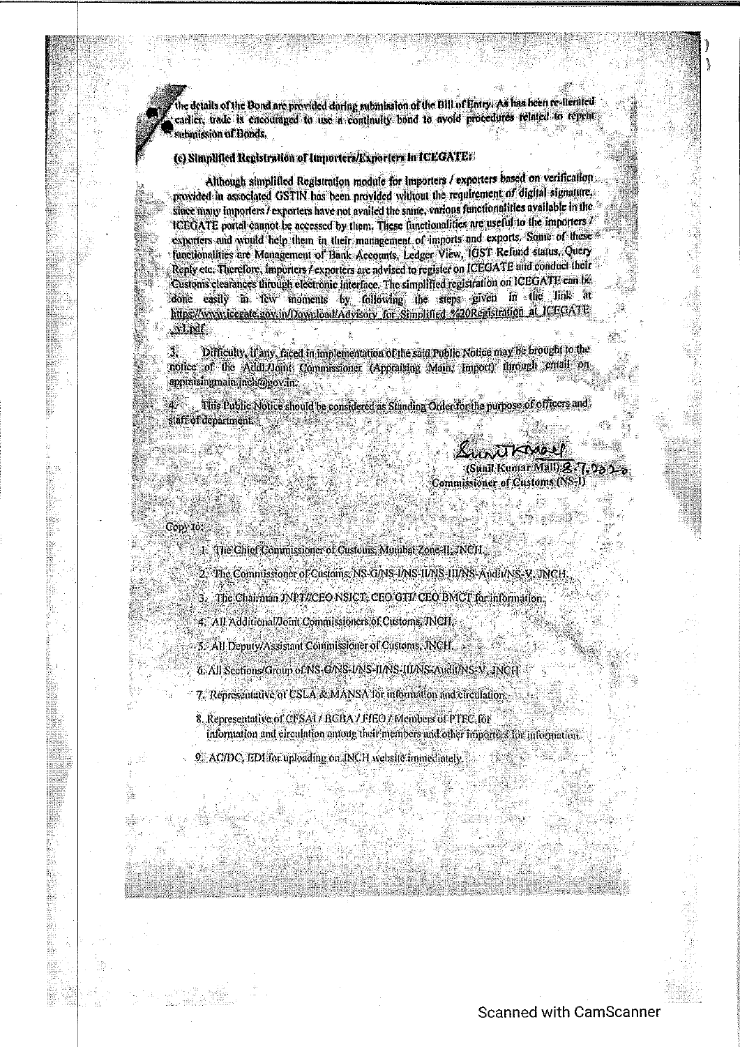the details of the Bond are provided during submission of the Bill of Entry. As has been re-iterated earlier, trade is encouraged to use a continuity bond to avoid procedures related to repeat submission of Bonds.

**(c) Simplified Registration of Importers/Exporters in ICEGATE:**

Although simplified Registration module for Importers / exporters based on verification provided in associated GSTIN has been provided without the requirement of digital signature, since many Importers / exporters have not availed the same, various functionalities available in the ICEGATE portal cannot be accessed by them. These functionalities are useful to the importers / exporters and would help them in their management of imports and exports. Some of these functionalities are Management of Bank Accounts, Ledger View, IGST Refund status, Query Reply etc. Therefore, importers / exporters are advised to register on ICEGATE and conduct their Customs clearances through electronic interface. The simplified registration on ICEGATE can be done easily in few moments by following the steps given in the link at https://www.icegate.gov.in/Download/Advisory_for_Simplified_%20Registration_at_ICEGATE_v1.pdf

3. Difficulty, if any, faced in implementation of the said Public Notice may be brought to the notice of the Addl./Joint Commissioner (Appraising Main, Import) through email on appraisingmain.jnch@gov.in.

4. This Public Notice should be considered as Standing Order for the purpose of officers and staff of department.

(Sunil Kumar Mall) 8.7.2020
Commissioner of Customs (NS-I)

Copy to:

1. The Chief Commissioner of Customs, Mumbai Zone-II, JNCH.
2. The Commissioner of Customs, NS-G/NS-I/NS-II/NS-III/NS-Audit/NS-V, JNCH.
3. The Chairman JNPT/CEO NSICT, CEO GTI/ CEO BMCT for information.
4. All Additional/Joint Commissioners of Customs, JNCH.
5. All Deputy/Assistant Commissioner of Customs, JNCH.
6. All Sections/Group of NS-G/NS-I/NS-II/NS-III/NS-Audit/NS-V, JNCH
7. Representative of CSLA & MANSA for information and circulation.
8. Representative of CFSAI / BCBA / FIEO / Members of PTFC for information and circulation among their members and other importers for information.
9. AC/DC, EDI for uploading on JNCH website immediately.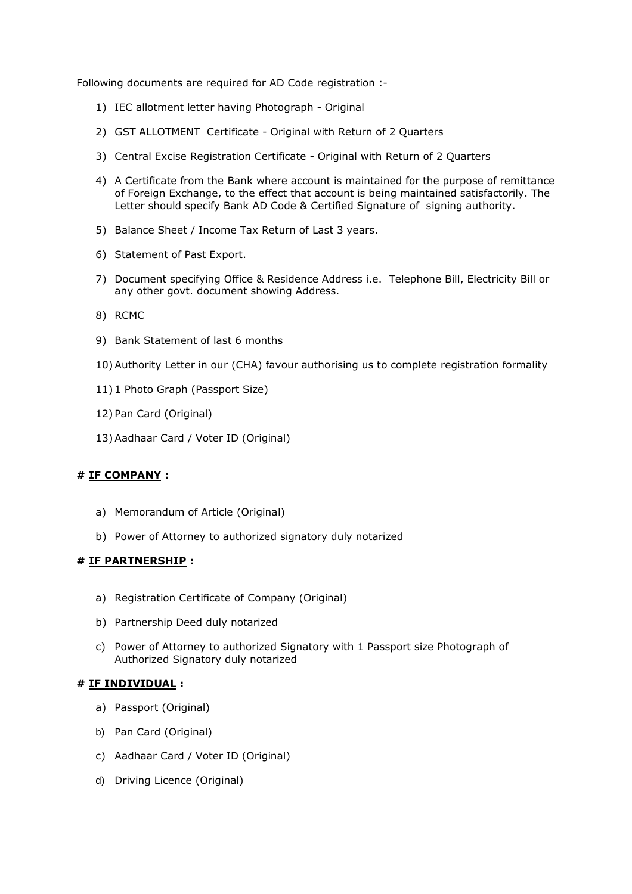Following documents are required for AD Code registration :-

1) IEC allotment letter having Photograph - Original
2) GST ALLOTMENT Certificate - Original with Return of 2 Quarters
3) Central Excise Registration Certificate - Original with Return of 2 Quarters
4) A Certificate from the Bank where account is maintained for the purpose of remittance of Foreign Exchange, to the effect that account is being maintained satisfactorily. The Letter should specify Bank AD Code & Certified Signature of signing authority.
5) Balance Sheet / Income Tax Return of Last 3 years.
6) Statement of Past Export.
7) Document specifying Office & Residence Address i.e. Telephone Bill, Electricity Bill or any other govt. document showing Address.
8) RCMC
9) Bank Statement of last 6 months
10) Authority Letter in our (CHA) favour authorising us to complete registration formality
11) 1 Photo Graph (Passport Size)
12) Pan Card (Original)
13) Aadhaar Card / Voter ID (Original)

**# IF COMPANY :**

a) Memorandum of Article (Original)
b) Power of Attorney to authorized signatory duly notarized

**# IF PARTNERSHIP :**

a) Registration Certificate of Company (Original)
b) Partnership Deed duly notarized
c) Power of Attorney to authorized Signatory with 1 Passport size Photograph of Authorized Signatory duly notarized

**# IF INDIVIDUAL :**

a) Passport (Original)
b) Pan Card (Original)
c) Aadhaar Card / Voter ID (Original)
d) Driving Licence (Original)